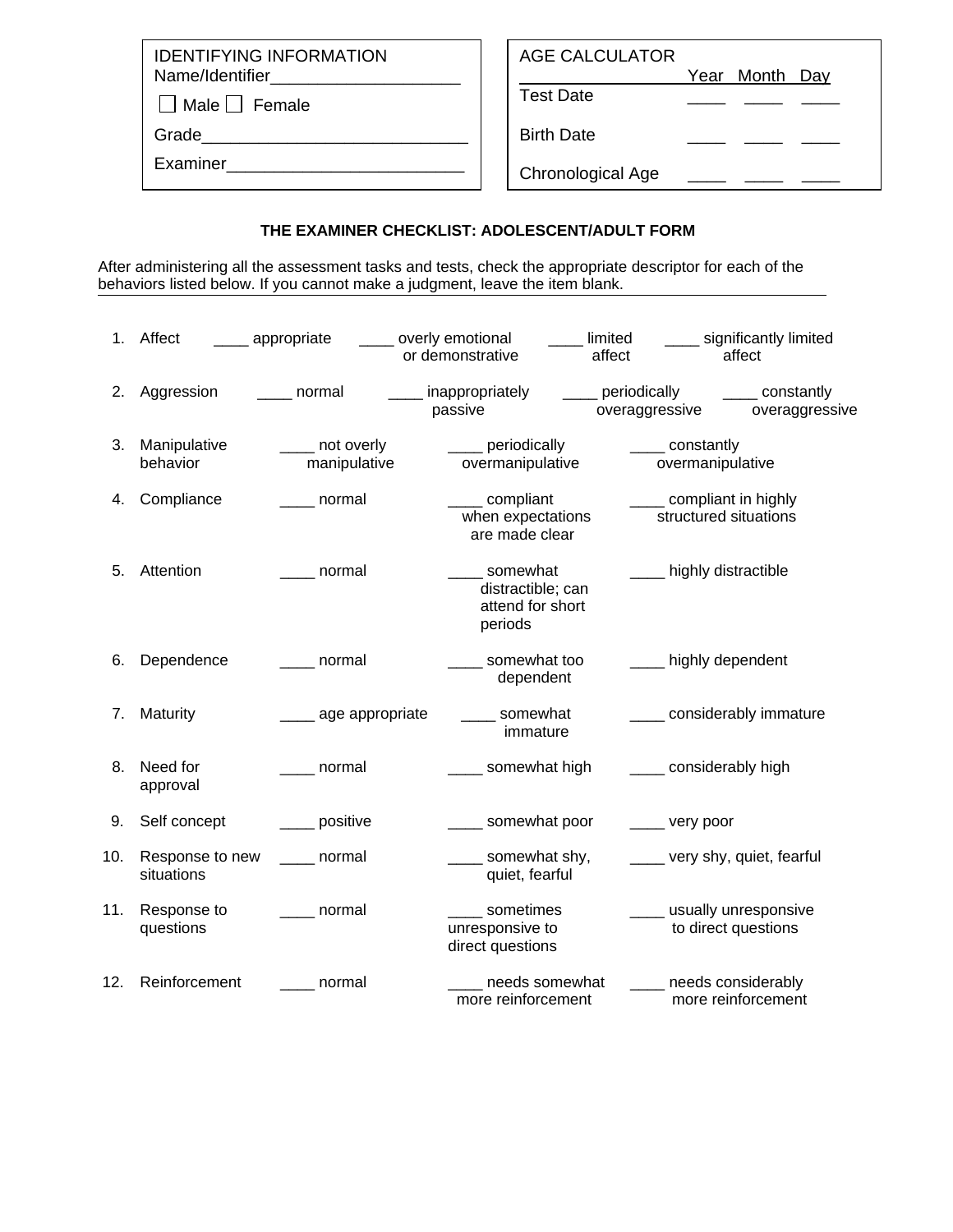| IDENTIFYING INFORMATION | |
|---|---|
| Name/Identifier____________________ | |
| ☐ Male ☐ Female | |
| Grade____________________________ | |
| Examiner_________________________ | |

| AGE CALCULATOR | Year | Month | Day |
|---|---|---|---|
| Test Date | ____ | ____ | ____ |
| Birth Date | ____ | ____ | ____ |
| Chronological Age | ____ | ____ | ____ |

## THE EXAMINER CHECKLIST: ADOLESCENT/ADULT FORM

After administering all the assessment tasks and tests, check the appropriate descriptor for each of the behaviors listed below. If you cannot make a judgment, leave the item blank.

1. Affect ____ appropriate ____ overly emotional or demonstrative ____ limited affect ____ significantly limited affect
2. Aggression ____ normal ____ inappropriately passive ____ periodically overaggressive ____ constantly overaggressive
3. Manipulative behavior ____ not overly manipulative ____ periodically overmanipulative ____ constantly overmanipulative
4. Compliance ____ normal ____ compliant when expectations are made clear ____ compliant in highly structured situations
5. Attention ____ normal ____ somewhat distractible; can attend for short periods ____ highly distractible
6. Dependence ____ normal ____ somewhat too dependent ____ highly dependent
7. Maturity ____ age appropriate ____ somewhat immature ____ considerably immature
8. Need for approval ____ normal ____ somewhat high ____ considerably high
9. Self concept ____ positive ____ somewhat poor ____ very poor
10. Response to new situations ____ normal ____ somewhat shy, quiet, fearful ____ very shy, quiet, fearful
11. Response to questions ____ normal ____ sometimes unresponsive to direct questions ____ usually unresponsive to direct questions
12. Reinforcement ____ normal ____ needs somewhat more reinforcement ____ needs considerably more reinforcement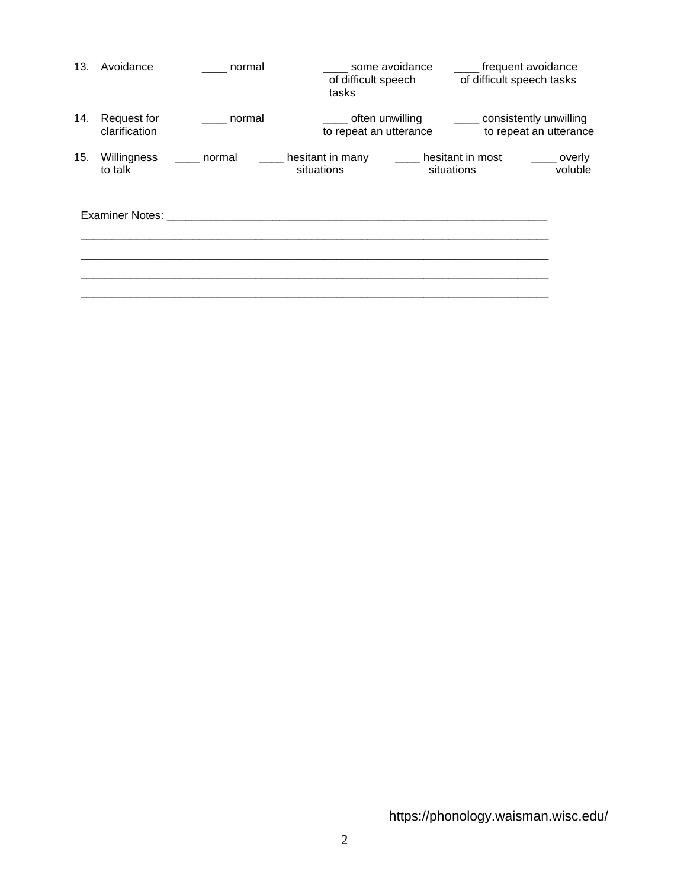| | | | | | |
|---|---|---|---|---|---|
| 13. | Avoidance | ____ normal | ____ some avoidance of difficult speech tasks | ____ frequent avoidance of difficult speech tasks | |
| 14. | Request for clarification | ____ normal | ____ often unwilling to repeat an utterance | ____ consistently unwilling to repeat an utterance | |
| 15. | Willingness to talk | ____ normal | ____ hesitant in many situations | ____ hesitant in most situations | ____ overly voluble |

Examiner Notes: ______________________________________________________________

______________________________________________________________________________

______________________________________________________________________________

______________________________________________________________________________

______________________________________________________________________________

https://phonology.waisman.wisc.edu/